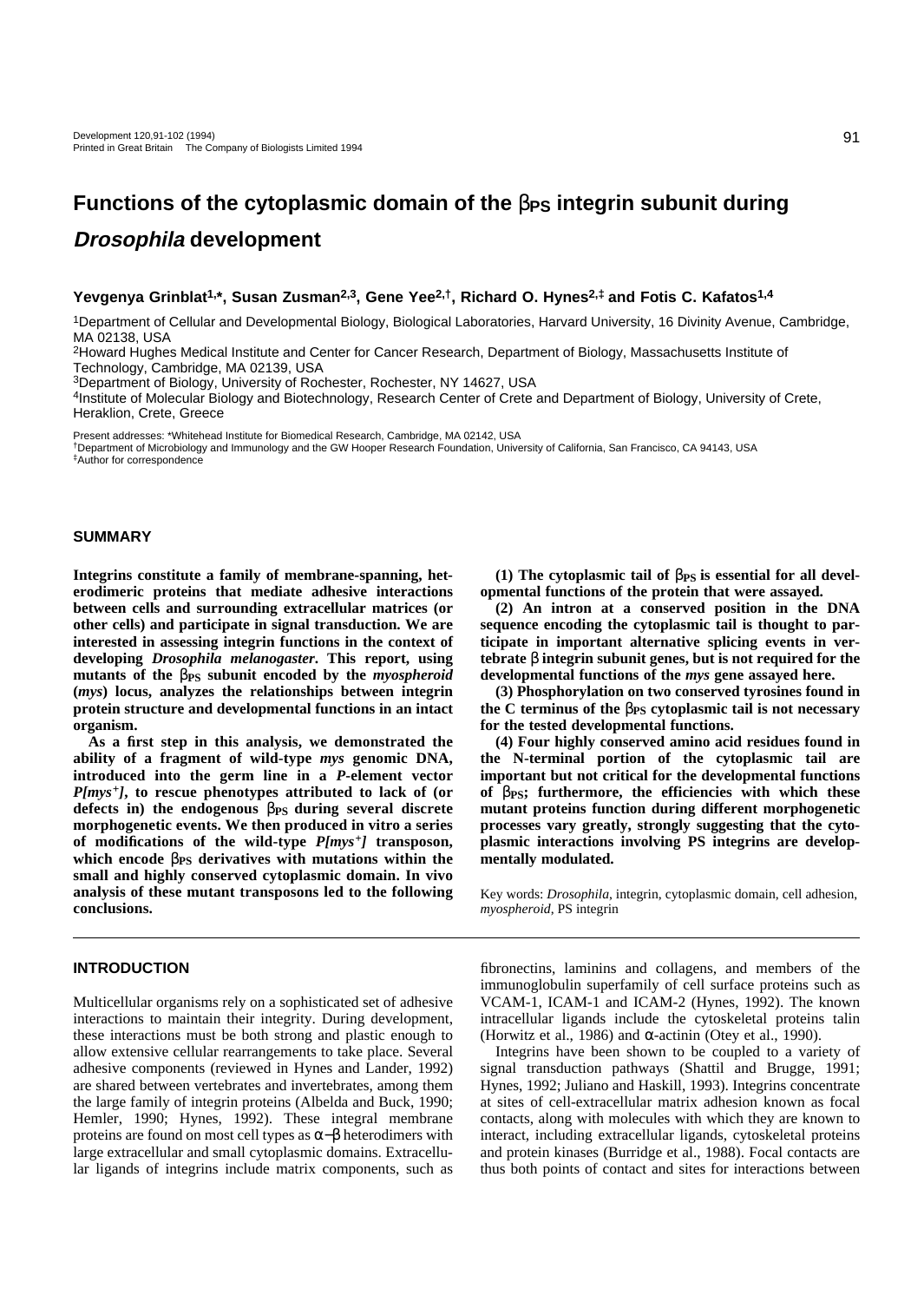# Functions of the cytoplasmic domain of the $\beta_{PS}$ integrin subunit during *Drosophila* development

**Yevgenya Grinblat[1,*], Susan Zusman[2,3], Gene Yee[2,†], Richard O. Hynes[2,‡] and Fotis C. Kafatos[1,4]**

[1]Department of Cellular and Developmental Biology, Biological Laboratories, Harvard University, 16 Divinity Avenue, Cambridge, MA 02138, USA

[2]Howard Hughes Medical Institute and Center for Cancer Research, Department of Biology, Massachusetts Institute of Technology, Cambridge, MA 02139, USA

[3]Department of Biology, University of Rochester, Rochester, NY 14627, USA

[4]Institute of Molecular Biology and Biotechnology, Research Center of Crete and Department of Biology, University of Crete, Heraklion, Crete, Greece

Present addresses: *Whitehead Institute for Biomedical Research, Cambridge, MA 02142, USA

†Department of Microbiology and Immunology and the GW Hooper Research Foundation, University of California, San Francisco, CA 94143, USA

‡Author for correspondence

## SUMMARY

**Integrins constitute a family of membrane-spanning, heterodimeric proteins that mediate adhesive interactions between cells and surrounding extracellular matrices (or other cells) and participate in signal transduction. We are interested in assessing integrin functions in the context of developing *Drosophila melanogaster*. This report, using mutants of the $\beta_{PS}$ subunit encoded by the *myospheroid* (*mys*) locus, analyzes the relationships between integrin protein structure and developmental functions in an intact organism.**

**As a first step in this analysis, we demonstrated the ability of a fragment of wild-type *mys* genomic DNA, introduced into the germ line in a *P*-element vector *P[mys⁺]*, to rescue phenotypes attributed to lack of (or defects in) the endogenous $\beta_{PS}$ during several discrete morphogenetic events. We then produced in vitro a series of modifications of the wild-type *P[mys⁺]* transposon, which encode $\beta_{PS}$ derivatives with mutations within the small and highly conserved cytoplasmic domain. In vivo analysis of these mutant transposons led to the following conclusions.**

**(1) The cytoplasmic tail of $\beta_{PS}$ is essential for all developmental functions of the protein that were assayed.**

**(2) An intron at a conserved position in the DNA sequence encoding the cytoplasmic tail is thought to participate in important alternative splicing events in vertebrate β integrin subunit genes, but is not required for the developmental functions of the *mys* gene assayed here.**

**(3) Phosphorylation on two conserved tyrosines found in the C terminus of the $\beta_{PS}$ cytoplasmic tail is not necessary for the tested developmental functions.**

**(4) Four highly conserved amino acid residues found in the N-terminal portion of the cytoplasmic tail are important but not critical for the developmental functions of $\beta_{PS}$; furthermore, the efficiencies with which these mutant proteins function during different morphogenetic processes vary greatly, strongly suggesting that the cytoplasmic interactions involving PS integrins are developmentally modulated.**

Key words: *Drosophila*, integrin, cytoplasmic domain, cell adhesion, *myospheroid*, PS integrin

## INTRODUCTION

Multicellular organisms rely on a sophisticated set of adhesive interactions to maintain their integrity. During development, these interactions must be both strong and plastic enough to allow extensive cellular rearrangements to take place. Several adhesive components (reviewed in Hynes and Lander, 1992) are shared between vertebrates and invertebrates, among them the large family of integrin proteins (Albelda and Buck, 1990; Hemler, 1990; Hynes, 1992). These integral membrane proteins are found on most cell types as α–β heterodimers with large extracellular and small cytoplasmic domains. Extracellular ligands of integrins include matrix components, such as fibronectins, laminins and collagens, and members of the immunoglobulin superfamily of cell surface proteins such as VCAM-1, ICAM-1 and ICAM-2 (Hynes, 1992). The known intracellular ligands include the cytoskeletal proteins talin (Horwitz et al., 1986) and α-actinin (Otey et al., 1990).

Integrins have been shown to be coupled to a variety of signal transduction pathways (Shattil and Brugge, 1991; Hynes, 1992; Juliano and Haskill, 1993). Integrins concentrate at sites of cell-extracellular matrix adhesion known as focal contacts, along with molecules with which they are known to interact, including extracellular ligands, cytoskeletal proteins and protein kinases (Burridge et al., 1988). Focal contacts are thus both points of contact and sites for interactions between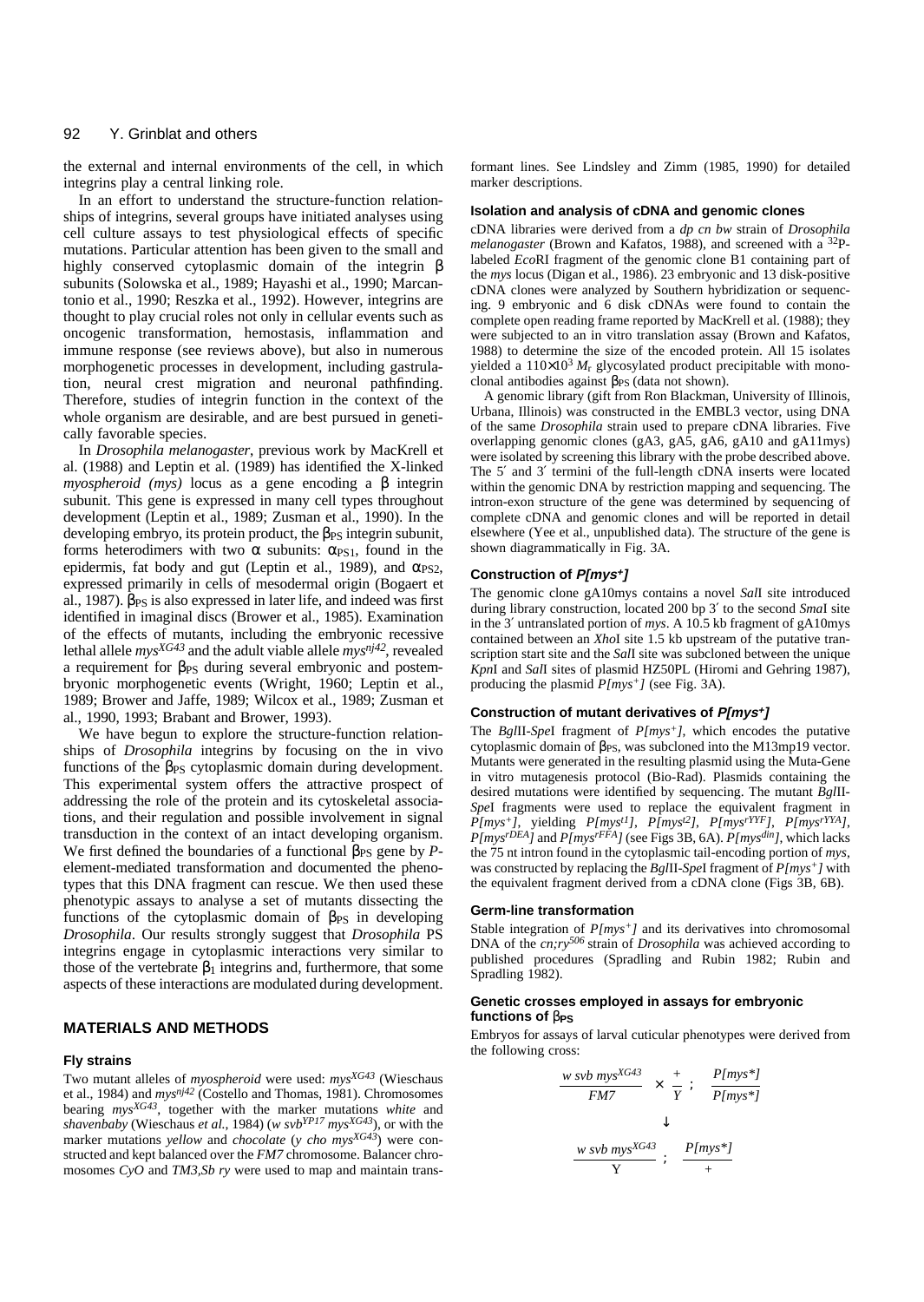the external and internal environments of the cell, in which integrins play a central linking role.

In an effort to understand the structure-function relationships of integrins, several groups have initiated analyses using cell culture assays to test physiological effects of specific mutations. Particular attention has been given to the small and highly conserved cytoplasmic domain of the integrin β subunits (Solowska et al., 1989; Hayashi et al., 1990; Marcantonio et al., 1990; Reszka et al., 1992). However, integrins are thought to play crucial roles not only in cellular events such as oncogenic transformation, hemostasis, inflammation and immune response (see reviews above), but also in numerous morphogenetic processes in development, including gastrulation, neural crest migration and neuronal pathfinding. Therefore, studies of integrin function in the context of the whole organism are desirable, and are best pursued in genetically favorable species.

In *Drosophila melanogaster*, previous work by MacKrell et al. (1988) and Leptin et al. (1989) has identified the X-linked *myospheroid (mys)* locus as a gene encoding a β integrin subunit. This gene is expressed in many cell types throughout development (Leptin et al., 1989; Zusman et al., 1990). In the developing embryo, its protein product, the $\beta_{PS}$ integrin subunit, forms heterodimers with two α subunits: $\alpha_{PS1}$, found in the epidermis, fat body and gut (Leptin et al., 1989), and $\alpha_{PS2}$, expressed primarily in cells of mesodermal origin (Bogaert et al., 1987). $\beta_{PS}$ is also expressed in later life, and indeed was first identified in imaginal discs (Brower et al., 1985). Examination of the effects of mutants, including the embryonic recessive lethal allele *mys*$^{XG43}$ and the adult viable allele *mys*$^{nj42}$, revealed a requirement for $\beta_{PS}$ during several embryonic and postembryonic morphogenetic events (Wright, 1960; Leptin et al., 1989; Brower and Jaffe, 1989; Wilcox et al., 1989; Zusman et al., 1990, 1993; Brabant and Brower, 1993).

We have begun to explore the structure-function relationships of *Drosophila* integrins by focusing on the in vivo functions of the $\beta_{PS}$ cytoplasmic domain during development. This experimental system offers the attractive prospect of addressing the role of the protein and its cytoskeletal associations, and their regulation and possible involvement in signal transduction in the context of an intact developing organism. We first defined the boundaries of a functional $\beta_{PS}$ gene by *P*-element-mediated transformation and documented the phenotypes that this DNA fragment can rescue. We then used these phenotypic assays to analyse a set of mutants dissecting the functions of the cytoplasmic domain of $\beta_{PS}$ in developing *Drosophila*. Our results strongly suggest that *Drosophila* PS integrins engage in cytoplasmic interactions very similar to those of the vertebrate $\beta_1$ integrins and, furthermore, that some aspects of these interactions are modulated during development.

## MATERIALS AND METHODS

### Fly strains

Two mutant alleles of *myospheroid* were used: *mys*$^{XG43}$ (Wieschaus et al., 1984) and *mys*$^{nj42}$ (Costello and Thomas, 1981). Chromosomes bearing *mys*$^{XG43}$, together with the marker mutations *white* and *shavenbaby* (Wieschaus *et al.*, 1984) (*w svb*$^{YP17}$ *mys*$^{XG43}$), or with the marker mutations *yellow* and *chocolate* (*y cho mys*$^{XG43}$) were constructed and kept balanced over the *FM7* chromosome. Balancer chromosomes *CyO* and *TM3,Sb ry* were used to map and maintain transformant lines. See Lindsley and Zimm (1985, 1990) for detailed marker descriptions.

### Isolation and analysis of cDNA and genomic clones

cDNA libraries were derived from a *dp cn bw* strain of *Drosophila melanogaster* (Brown and Kafatos, 1988), and screened with a $^{32}$P-labeled *Eco*RI fragment of the genomic clone B1 containing part of the *mys* locus (Digan et al., 1986). 23 embryonic and 13 disk-positive cDNA clones were analyzed by Southern hybridization or sequencing. 9 embryonic and 6 disk cDNAs were found to contain the complete open reading frame reported by MacKrell et al. (1988); they were subjected to an in vitro translation assay (Brown and Kafatos, 1988) to determine the size of the encoded protein. All 15 isolates yielded a $110\times10^3$ $M_r$ glycosylated product precipitable with monoclonal antibodies against $\beta_{PS}$ (data not shown).

A genomic library (gift from Ron Blackman, University of Illinois, Urbana, Illinois) was constructed in the EMBL3 vector, using DNA of the same *Drosophila* strain used to prepare cDNA libraries. Five overlapping genomic clones (gA3, gA5, gA6, gA10 and gA11mys) were isolated by screening this library with the probe described above. The 5′ and 3′ termini of the full-length cDNA inserts were located within the genomic DNA by restriction mapping and sequencing. The intron-exon structure of the gene was determined by sequencing of complete cDNA and genomic clones and will be reported in detail elsewhere (Yee et al., unpublished data). The structure of the gene is shown diagrammatically in Fig. 3A.

### Construction of *P[mys*$^+$*]*

The genomic clone gA10mys contains a novel *Sal*I site introduced during library construction, located 200 bp 3′ to the second *Sma*I site in the 3′ untranslated portion of *mys*. A 10.5 kb fragment of gA10mys contained between an *Xho*I site 1.5 kb upstream of the putative transcription start site and the *Sal*I site was subcloned between the unique *Kpn*I and *Sal*I sites of plasmid HZ50PL (Hiromi and Gehring 1987), producing the plasmid *P[mys*$^+$*]* (see Fig. 3A).

### Construction of mutant derivatives of *P[mys*$^+$*]*

The *Bgl*II-*Spe*I fragment of *P[mys*$^+$*]*, which encodes the putative cytoplasmic domain of $\beta_{PS}$, was subcloned into the M13mp19 vector. Mutants were generated in the resulting plasmid using the Muta-Gene in vitro mutagenesis protocol (Bio-Rad). Plasmids containing the desired mutations were identified by sequencing. The mutant *Bgl*II-*Spe*I fragments were used to replace the equivalent fragment in *P[mys*$^+$*]*, yielding *P[mys*$^{t1}$*]*, *P[mys*$^{t2}$*]*, *P[mys*$^{rYYF}$*]*, *P[mys*$^{rYYA}$*]*, *P[mys*$^{rDEA}$*]* and *P[mys*$^{rFFA}$*]* (see Figs 3B, 6A). *P[mys*$^{din}$*]*, which lacks the 75 nt intron found in the cytoplasmic tail-encoding portion of *mys*, was constructed by replacing the *Bgl*II-*Spe*I fragment of *P[mys*$^+$*]* with the equivalent fragment derived from a cDNA clone (Figs 3B, 6B).

### Germ-line transformation

Stable integration of *P[mys*$^+$*]* and its derivatives into chromosomal DNA of the *cn;ry*$^{506}$ strain of *Drosophila* was achieved according to published procedures (Spradling and Rubin 1982; Rubin and Spradling 1982).

### Genetic crosses employed in assays for embryonic functions of $\beta_{PS}$

Embryos for assays of larval cuticular phenotypes were derived from the following cross:

$$\frac{w\ svb\ mys^{XG43}}{FM7} \times \frac{+}{Y}\ ;\ \frac{P[mys^*]}{P[mys^*]}$$

$$\downarrow$$

$$\frac{w\ svb\ mys^{XG43}}{Y}\ ;\ \frac{P[mys^*]}{+}$$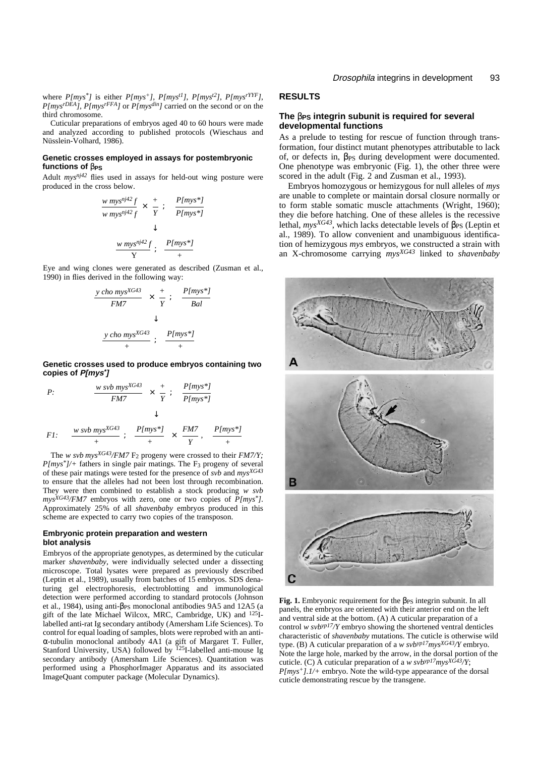where $P[mys^*]$ is either $P[mys^+]$, $P[mys^{t1}]$, $P[mys^{t2}]$, $P[mys^{rYYF}]$, $P[mys^{rDEA}]$, $P[mys^{rFFA}]$ or $P[mys^{din}]$ carried on the second or on the third chromosome.

Cuticular preparations of embryos aged 40 to 60 hours were made and analyzed according to published protocols (Wieschaus and Nüsslein-Volhard, 1986).

### Genetic crosses employed in assays for postembryonic functions of $\beta_{PS}$

Adult $mys^{nj42}$ flies used in assays for held-out wing posture were produced in the cross below.

$$\frac{w\ mys^{nj42}\ f}{w\ mys^{nj42}\ f} \times \frac{+}{Y}\ ;\ \frac{P[mys^*]}{P[mys^*]}$$

$$\downarrow$$

$$\frac{w\ mys^{nj42}\ f}{Y}\ ;\ \frac{P[mys^*]}{+}$$

Eye and wing clones were generated as described (Zusman et al., 1990) in flies derived in the following way:

$$\frac{y\ cho\ mys^{XG43}}{FM7} \times \frac{+}{Y}\ ;\ \frac{P[mys^*]}{Bal}$$

$$\downarrow$$

$$\frac{y\ cho\ mys^{XG43}}{+}\ ;\ \frac{P[mys^*]}{+}$$

### Genetic crosses used to produce embryos containing two copies of *P[mys⁺]*

$$P:\quad \frac{w\ svb\ mys^{XG43}}{FM7} \times \frac{+}{Y}\ ;\ \frac{P[mys^*]}{P[mys^*]}$$

$$\downarrow$$

$$F1:\quad \frac{w\ svb\ mys^{XG43}}{+}\ ;\ \frac{P[mys^*]}{+} \times \frac{FM7}{Y}\ ,\ \frac{P[mys^*]}{+}$$

The *w svb* $mys^{XG43}$/*FM7* $F_2$ progeny were crossed to their *FM7/Y;* $P[mys^*]$/+ fathers in single pair matings. The $F_3$ progeny of several of these pair matings were tested for the presence of *svb* and $mys^{XG43}$ to ensure that the alleles had not been lost through recombination. They were then combined to establish a stock producing *w svb* $mys^{XG43}$/*FM7* embryos with zero, one or two copies of $P[mys^*]$. Approximately 25% of all *shavenbaby* embryos produced in this scheme are expected to carry two copies of the transposon.

### Embryonic protein preparation and western blot analysis

Embryos of the appropriate genotypes, as determined by the cuticular marker *shavenbaby*, were individually selected under a dissecting microscope. Total lysates were prepared as previously described (Leptin et al., 1989), usually from batches of 15 embryos. SDS denaturing gel electrophoresis, electroblotting and immunological detection were performed according to standard protocols (Johnson et al., 1984), using anti-$\beta_{PS}$ monoclonal antibodies 9A5 and 12A5 (a gift of the late Michael Wilcox, MRC, Cambridge, UK) and $^{125}$I-labelled anti-rat Ig secondary antibody (Amersham Life Sciences). To control for equal loading of samples, blots were reprobed with an anti-α-tubulin monoclonal antibody 4A1 (a gift of Margaret T. Fuller, Stanford University, USA) followed by $^{125}$I-labelled anti-mouse Ig secondary antibody (Amersham Life Sciences). Quantitation was performed using a PhosphorImager Apparatus and its associated ImageQuant computer package (Molecular Dynamics).

## RESULTS

### The $\beta_{PS}$ integrin subunit is required for several developmental functions

As a prelude to testing for rescue of function through transformation, four distinct mutant phenotypes attributable to lack of, or defects in, $\beta_{PS}$ during development were documented. One phenotype was embryonic (Fig. 1), the other three were scored in the adult (Fig. 2 and Zusman et al., 1993).

Embryos homozygous or hemizygous for null alleles of *mys* are unable to complete or maintain dorsal closure normally or to form stable somatic muscle attachments (Wright, 1960); they die before hatching. One of these alleles is the recessive lethal, $mys^{XG43}$, which lacks detectable levels of $\beta_{PS}$ (Leptin et al., 1989). To allow convenient and unambiguous identification of hemizygous *mys* embryos, we constructed a strain with an X-chromosome carrying $mys^{XG43}$ linked to *shavenbaby*

**Fig. 1.** Embryonic requirement for the $\beta_{PS}$ integrin subunit. In all panels, the embryos are oriented with their anterior end on the left and ventral side at the bottom. (A) A cuticular preparation of a control *w* $svb^{yp17}$/*Y* embryo showing the shortened ventral denticles characteristic of *shavenbaby* mutations. The cuticle is otherwise wild type. (B) A cuticular preparation of a *w* $svb^{yp17}mys^{XG43}$/*Y* embryo. Note the large hole, marked by the arrow, in the dorsal portion of the cuticle. (C) A cuticular preparation of a *w* $svb^{yp17}mys^{XG43}$/*Y*; $P[mys^+]$.*1*/+ embryo. Note the wild-type appearance of the dorsal cuticle demonstrating rescue by the transgene.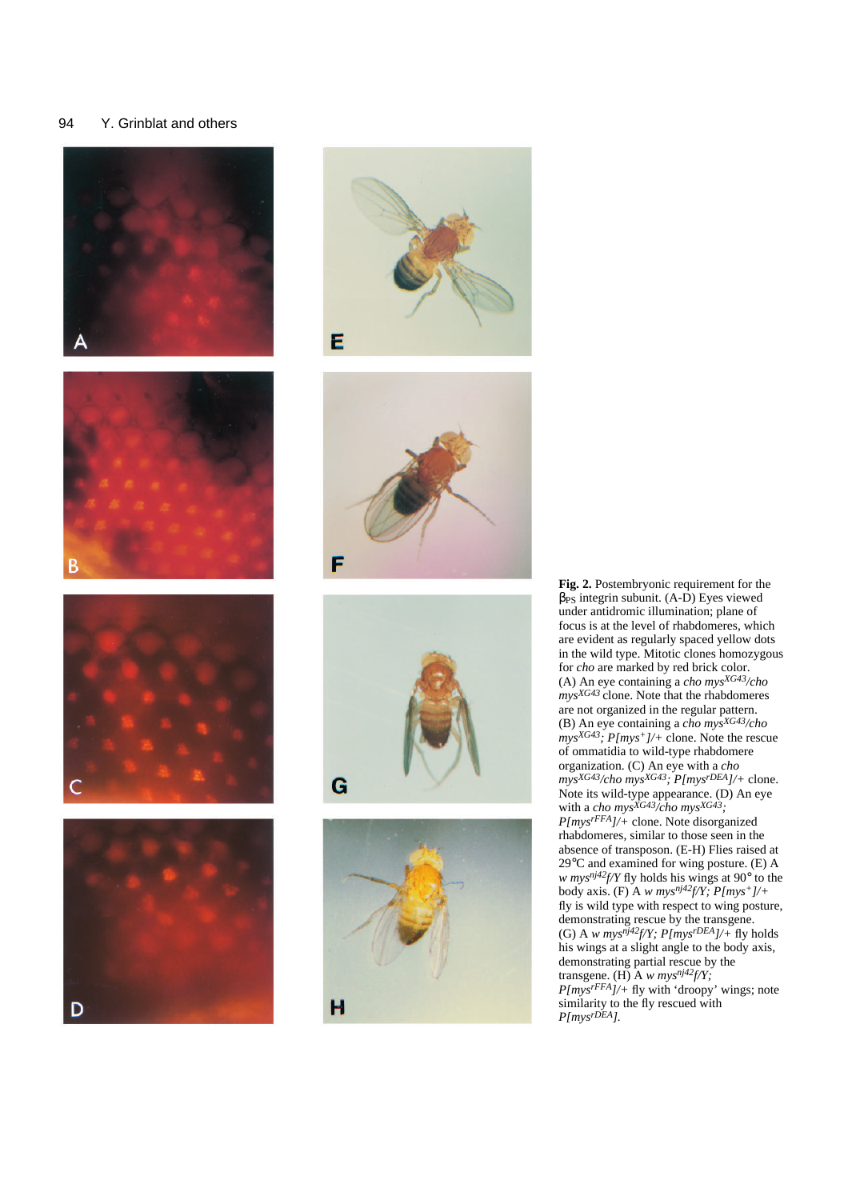**Fig. 2.** Postembryonic requirement for the $\beta_{PS}$ integrin subunit. (A-D) Eyes viewed under antidromic illumination; plane of focus is at the level of rhabdomeres, which are evident as regularly spaced yellow dots in the wild type. Mitotic clones homozygous for *cho* are marked by red brick color. (A) An eye containing a *cho mys$^{XG43}$/cho mys$^{XG43}$* clone. Note that the rhabdomeres are not organized in the regular pattern. (B) An eye containing a *cho mys$^{XG43}$/cho mys$^{XG43}$; P[mys$^{+}$]/+* clone. Note the rescue of ommatidia to wild-type rhabdomere organization. (C) An eye with a *cho mys$^{XG43}$/cho mys$^{XG43}$; P[mys$^{rDEA}$]/+* clone. Note its wild-type appearance. (D) An eye with a *cho mys$^{XG43}$/cho mys$^{XG43}$; P[mys$^{rFFA}$]/+* clone. Note disorganized rhabdomeres, similar to those seen in the absence of transposon. (E-H) Flies raised at 29°C and examined for wing posture. (E) A *w mys$^{nj42}$f/Y* fly holds his wings at 90° to the body axis. (F) A *w mys$^{nj42}$f/Y; P[mys$^{+}$]/+* fly is wild type with respect to wing posture, demonstrating rescue by the transgene. (G) A *w mys$^{nj42}$f/Y; P[mys$^{rDEA}$]/+* fly holds his wings at a slight angle to the body axis, demonstrating partial rescue by the transgene. (H) A *w mys$^{nj42}$f/Y; P[mys$^{rFFA}$]/+* fly with 'droopy' wings; note similarity to the fly rescued with *P[mys$^{rDEA}$]*.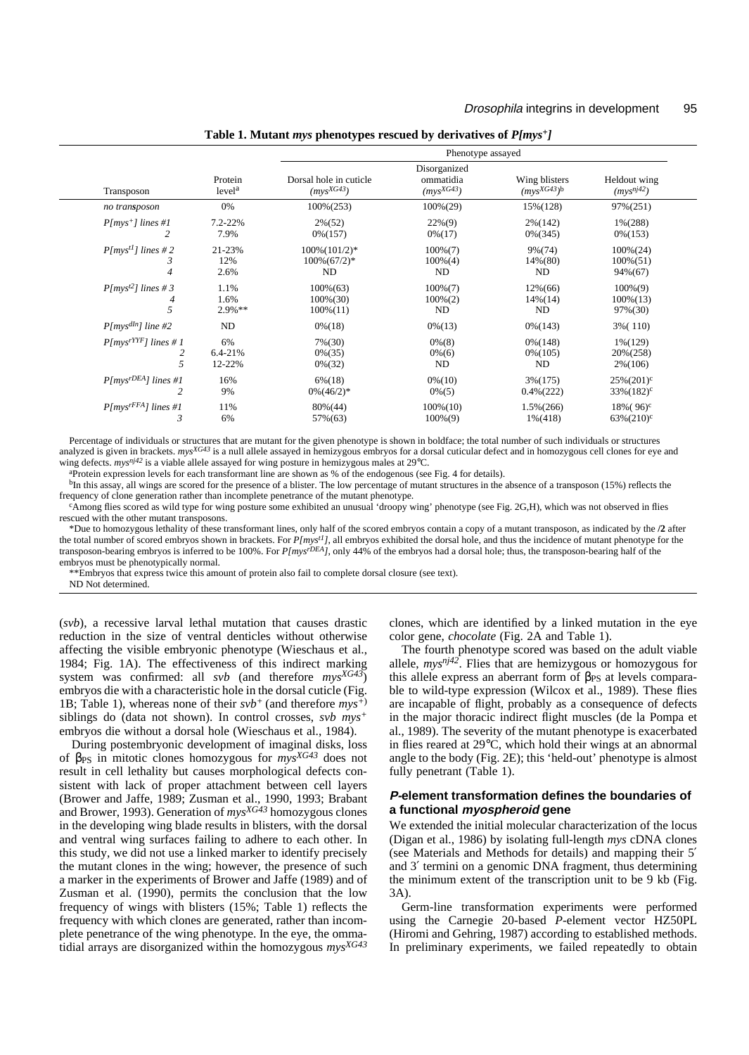**Table 1. Mutant *mys* phenotypes rescued by derivatives of *P[mys⁺]***

| Transposon | Protein level[a] | Phenotype assayed: Dorsal hole in cuticle ($mys^{XG43}$) | Disorganized ommatidia ($mys^{XG43}$) | Wing blisters ($mys^{XG43}$)[b] | Heldout wing ($mys^{nj42}$) |
|---|---|---|---|---|---|
| *no transposon* | 0% | 100%(253) | 100%(29) | 15%(128) | 97%(251) |
| *P[mys⁺] lines #1* | 7.2-22% | 2%(52) | 22%(9) | 2%(142) | 1%(288) |
| *2* | 7.9% | 0%(157) | 0%(17) | 0%(345) | 0%(153) |
| *P[mys^t1] lines # 2* | 21-23% | 100%(101/2)* | 100%(7) | 9%(74) | 100%(24) |
| *3* | 12% | 100%(67/2)* | 100%(4) | 14%(80) | 100%(51) |
| *4* | 2.6% | ND | ND | ND | 94%(67) |
| *P[mys^t2] lines # 3* | 1.1% | 100%(63) | 100%(7) | 12%(66) | 100%(9) |
| *4* | 1.6% | 100%(30) | 100%(2) | 14%(14) | 100%(13) |
| *5* | 2.9%** | 100%(11) | ND | ND | 97%(30) |
| *P[mys^dIn] line #2* | ND | 0%(18) | 0%(13) | 0%(143) | 3%( 110) |
| *P[mys^rYYF] lines # 1* | 6% | 7%(30) | 0%(8) | 0%(148) | 1%(129) |
| *2* | 6.4-21% | 0%(35) | 0%(6) | 0%(105) | 20%(258) |
| *5* | 12-22% | 0%(32) | ND | ND | 2%(106) |
| *P[mys^rDEA] lines #1* | 16% | 6%(18) | 0%(10) | 3%(175) | 25%(201)[c] |
| *2* | 9% | 0%(46/2)* | 0%(5) | 0.4%(222) | 33%(182)[c] |
| *P[mys^rFFA] lines #1* | 11% | 80%(44) | 100%(10) | 1.5%(266) | 18%( 96)[c] |
| *3* | 6% | 57%(63) | 100%(9) | 1%(418) | 63%(210)[c] |

Percentage of individuals or structures that are mutant for the given phenotype is shown in boldface; the total number of such individuals or structures analyzed is given in brackets. $mys^{XG43}$ is a null allele assayed in hemizygous embryos for a dorsal cuticular defect and in homozygous cell clones for eye and wing defects. $mys^{nj42}$ is a viable allele assayed for wing posture in hemizygous males at 29°C.

[a]Protein expression levels for each transformant line are shown as % of the endogenous (see Fig. 4 for details).

[b]In this assay, all wings are scored for the presence of a blister. The low percentage of mutant structures in the absence of a transposon (15%) reflects the frequency of clone generation rather than incomplete penetrance of the mutant phenotype.

[c]Among flies scored as wild type for wing posture some exhibited an unusual 'droopy wing' phenotype (see Fig. 2G,H), which was not observed in flies rescued with the other mutant transposons.

*Due to homozygous lethality of these transformant lines, only half of the scored embryos contain a copy of a mutant transposon, as indicated by the **/2** after the total number of scored embryos shown in brackets. For *P[mys^t1]*, all embryos exhibited the dorsal hole, and thus the incidence of mutant phenotype for the transposon-bearing embryos is inferred to be 100%. For *P[mys^rDEA]*, only 44% of the embryos had a dorsal hole; thus, the transposon-bearing half of the embryos must be phenotypically normal.

**Embryos that express twice this amount of protein also fail to complete dorsal closure (see text).

ND Not determined.

(*svb*), a recessive larval lethal mutation that causes drastic reduction in the size of ventral denticles without otherwise affecting the visible embryonic phenotype (Wieschaus et al., 1984; Fig. 1A). The effectiveness of this indirect marking system was confirmed: all *svb* (and therefore $mys^{XG43}$) embryos die with a characteristic hole in the dorsal cuticle (Fig. 1B; Table 1), whereas none of their $svb^+$ (and therefore $mys^+$) siblings do (data not shown). In control crosses, *svb* $mys^+$ embryos die without a dorsal hole (Wieschaus et al., 1984).

During postembryonic development of imaginal disks, loss of $\beta_{PS}$ in mitotic clones homozygous for $mys^{XG43}$ does not result in cell lethality but causes morphological defects consistent with lack of proper attachment between cell layers (Brower and Jaffe, 1989; Zusman et al., 1990, 1993; Brabant and Brower, 1993). Generation of $mys^{XG43}$ homozygous clones in the developing wing blade results in blisters, with the dorsal and ventral wing surfaces failing to adhere to each other. In this study, we did not use a linked marker to identify precisely the mutant clones in the wing; however, the presence of such a marker in the experiments of Brower and Jaffe (1989) and of Zusman et al. (1990), permits the conclusion that the low frequency of wings with blisters (15%; Table 1) reflects the frequency with which clones are generated, rather than incomplete penetrance of the wing phenotype. In the eye, the ommatidial arrays are disorganized within the homozygous $mys^{XG43}$ clones, which are identified by a linked mutation in the eye color gene, *chocolate* (Fig. 2A and Table 1).

The fourth phenotype scored was based on the adult viable allele, $mys^{nj42}$. Flies that are hemizygous or homozygous for this allele express an aberrant form of $\beta_{PS}$ at levels comparable to wild-type expression (Wilcox et al., 1989). These flies are incapable of flight, probably as a consequence of defects in the major thoracic indirect flight muscles (de la Pompa et al., 1989). The severity of the mutant phenotype is exacerbated in flies reared at 29°C, which hold their wings at an abnormal angle to the body (Fig. 2E); this 'held-out' phenotype is almost fully penetrant (Table 1).

## *P*-element transformation defines the boundaries of a functional *myospheroid* gene

We extended the initial molecular characterization of the locus (Digan et al., 1986) by isolating full-length *mys* cDNA clones (see Materials and Methods for details) and mapping their 5′ and 3′ termini on a genomic DNA fragment, thus determining the minimum extent of the transcription unit to be 9 kb (Fig. 3A).

Germ-line transformation experiments were performed using the Carnegie 20-based *P*-element vector HZ50PL (Hiromi and Gehring, 1987) according to established methods. In preliminary experiments, we failed repeatedly to obtain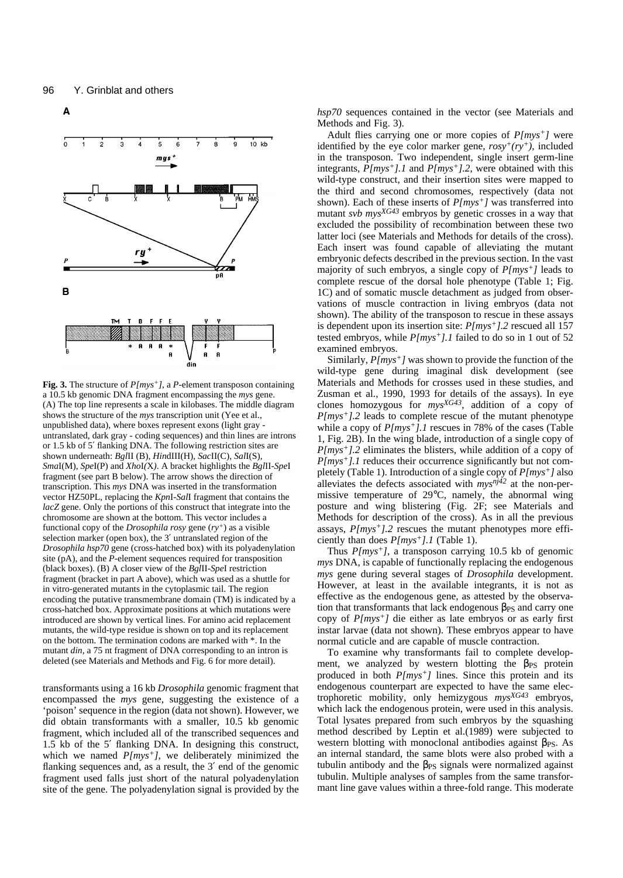**Fig. 3.** The structure of *P[mys⁺]*, a *P*-element transposon containing a 10.5 kb genomic DNA fragment encompassing the *mys* gene. (A) The top line represents a scale in kilobases. The middle diagram shows the structure of the *mys* transcription unit (Yee et al., unpublished data), where boxes represent exons (light gray - untranslated, dark gray - coding sequences) and thin lines are introns or 1.5 kb of 5′ flanking DNA. The following restriction sites are shown underneath: *Bgl*II (B), *Hin*dIII(H), *Sac*II(C), *Sal*I(S), *Sma*I(M), *Spe*I(P) and *Xho*I(X). A bracket highlights the *Bgl*II-*Spe*I fragment (see part B below). The arrow shows the direction of transcription. This *mys* DNA was inserted in the transformation vector HZ50PL, replacing the *Kpn*I-*Sal*I fragment that contains the *lacZ* gene. Only the portions of this construct that integrate into the chromosome are shown at the bottom. This vector includes a functional copy of the *Drosophila rosy* gene ($ry^+$) as a visible selection marker (open box), the 3′ untranslated region of the *Drosophila hsp70* gene (cross-hatched box) with its polyadenylation site (pA), and the *P*-element sequences required for transposition (black boxes). (B) A closer view of the *Bgl*II-*Spe*I restriction fragment (bracket in part A above), which was used as a shuttle for in vitro-generated mutants in the cytoplasmic tail. The region encoding the putative transmembrane domain (TM) is indicated by a cross-hatched box. Approximate positions at which mutations were introduced are shown by vertical lines. For amino acid replacement mutants, the wild-type residue is shown on top and its replacement on the bottom. The termination codons are marked with *. In the mutant *din*, a 75 nt fragment of DNA corresponding to an intron is deleted (see Materials and Methods and Fig. 6 for more detail).

transformants using a 16 kb *Drosophila* genomic fragment that encompassed the *mys* gene, suggesting the existence of a 'poison' sequence in the region (data not shown). However, we did obtain transformants with a smaller, 10.5 kb genomic fragment, which included all of the transcribed sequences and 1.5 kb of the 5′ flanking DNA. In designing this construct, which we named *P[mys⁺]*, we deliberately minimized the flanking sequences and, as a result, the 3′ end of the genomic fragment used falls just short of the natural polyadenylation site of the gene. The polyadenylation signal is provided by the *hsp70* sequences contained in the vector (see Materials and Methods and Fig. 3).

Adult flies carrying one or more copies of *P[mys⁺]* were identified by the eye color marker gene, *rosy⁺(ry⁺)*, included in the transposon. Two independent, single insert germ-line integrants, *P[mys⁺].1* and *P[mys⁺].2*, were obtained with this wild-type construct, and their insertion sites were mapped to the third and second chromosomes, respectively (data not shown). Each of these inserts of *P[mys⁺]* was transferred into mutant *svb mys^XG43* embryos by genetic crosses in a way that excluded the possibility of recombination between these two latter loci (see Materials and Methods for details of the cross). Each insert was found capable of alleviating the mutant embryonic defects described in the previous section. In the vast majority of such embryos, a single copy of *P[mys⁺]* leads to complete rescue of the dorsal hole phenotype (Table 1; Fig. 1C) and of somatic muscle detachment as judged from observations of muscle contraction in living embryos (data not shown). The ability of the transposon to rescue in these assays is dependent upon its insertion site: *P[mys⁺].2* rescued all 157 tested embryos, while *P[mys⁺].1* failed to do so in 1 out of 52 examined embryos.

Similarly, *P[mys⁺]* was shown to provide the function of the wild-type gene during imaginal disk development (see Materials and Methods for crosses used in these studies, and Zusman et al., 1990, 1993 for details of the assays). In eye clones homozygous for *mys^XG43*, addition of a copy of *P[mys⁺].2* leads to complete rescue of the mutant phenotype while a copy of *P[mys⁺].1* rescues in 78% of the cases (Table 1, Fig. 2B). In the wing blade, introduction of a single copy of *P[mys⁺].2* eliminates the blisters, while addition of a copy of *P[mys⁺].1* reduces their occurrence significantly but not completely (Table 1). Introduction of a single copy of *P[mys⁺]* also alleviates the defects associated with *mys^nj42* at the non-permissive temperature of 29°C, namely, the abnormal wing posture and wing blistering (Fig. 2F; see Materials and Methods for description of the cross). As in all the previous assays, *P[mys⁺].2* rescues the mutant phenotypes more efficiently than does *P[mys⁺].1* (Table 1).

Thus *P[mys⁺]*, a transposon carrying 10.5 kb of genomic *mys* DNA, is capable of functionally replacing the endogenous *mys* gene during several stages of *Drosophila* development. However, at least in the available integrants, it is not as effective as the endogenous gene, as attested by the observation that transformants that lack endogenous $\beta_{PS}$ and carry one copy of *P[mys⁺]* die either as late embryos or as early first instar larvae (data not shown). These embryos appear to have normal cuticle and are capable of muscle contraction.

To examine why transformants fail to complete development, we analyzed by western blotting the $\beta_{PS}$ protein produced in both *P[mys⁺]* lines. Since this protein and its endogenous counterpart are expected to have the same electrophoretic mobility, only hemizygous *mys^XG43* embryos, which lack the endogenous protein, were used in this analysis. Total lysates prepared from such embryos by the squashing method described by Leptin et al.(1989) were subjected to western blotting with monoclonal antibodies against $\beta_{PS}$. As an internal standard, the same blots were also probed with a tubulin antibody and the $\beta_{PS}$ signals were normalized against tubulin. Multiple analyses of samples from the same transformant line gave values within a three-fold range. This moderate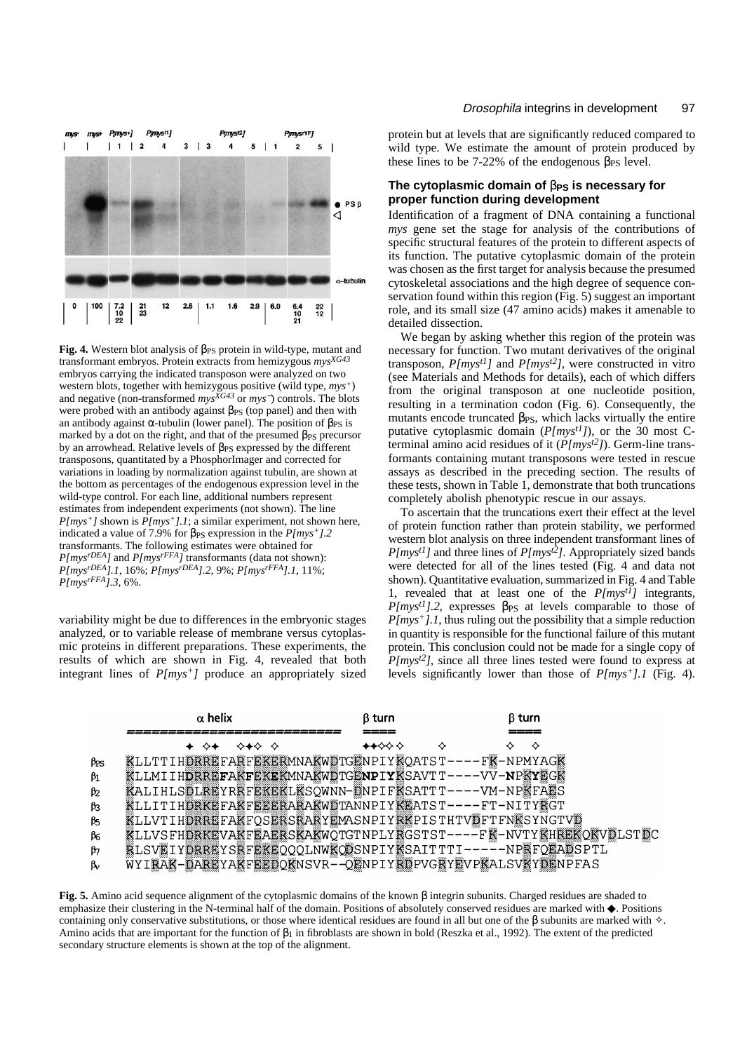**Fig. 4.** Western blot analysis of $\beta_{PS}$ protein in wild-type, mutant and transformant embryos. Protein extracts from hemizygous $mys^{XG43}$ embryos carrying the indicated transposon were analyzed on two western blots, together with hemizygous positive (wild type, $mys^{+}$) and negative (non-transformed $mys^{XG43}$ or $mys^{-}$) controls. The blots were probed with an antibody against $\beta_{PS}$ (top panel) and then with an antibody against α-tubulin (lower panel). The position of $\beta_{PS}$ is marked by a dot on the right, and that of the presumed $\beta_{PS}$ precursor by an arrowhead. Relative levels of $\beta_{PS}$ expressed by the different transposons, quantitated by a PhosphorImager and corrected for variations in loading by normalization against tubulin, are shown at the bottom as percentages of the endogenous expression level in the wild-type control. For each line, additional numbers represent estimates from independent experiments (not shown). The line $P[mys^{+}]$ shown is $P[mys^{+}].1$; a similar experiment, not shown here, indicated a value of 7.9% for $\beta_{PS}$ expression in the $P[mys^{+}].2$ transformants. The following estimates were obtained for $P[mys^{rDEA}]$ and $P[mys^{rFFA}]$ transformants (data not shown): $P[mys^{rDEA}].1$, 16%; $P[mys^{rDEA}].2$, 9%; $P[mys^{rFFA}].1$, 11%; $P[mys^{rFFA}].3$, 6%.

variability might be due to differences in the embryonic stages analyzed, or to variable release of membrane versus cytoplasmic proteins in different preparations. These experiments, the results of which are shown in Fig. 4, revealed that both integrant lines of $P[mys^{+}]$ produce an appropriately sized protein but at levels that are significantly reduced compared to wild type. We estimate the amount of protein produced by these lines to be 7-22% of the endogenous $\beta_{PS}$ level.

### The cytoplasmic domain of $\beta_{PS}$ is necessary for proper function during development

Identification of a fragment of DNA containing a functional *mys* gene set the stage for analysis of the contributions of specific structural features of the protein to different aspects of its function. The putative cytoplasmic domain of the protein was chosen as the first target for analysis because the presumed cytoskeletal associations and the high degree of sequence conservation found within this region (Fig. 5) suggest an important role, and its small size (47 amino acids) makes it amenable to detailed dissection.

We began by asking whether this region of the protein was necessary for function. Two mutant derivatives of the original transposon, $P[mys^{t1}]$ and $P[mys^{t2}]$, were constructed in vitro (see Materials and Methods for details), each of which differs from the original transposon at one nucleotide position, resulting in a termination codon (Fig. 6). Consequently, the mutants encode truncated $\beta_{PS}$, which lacks virtually the entire putative cytoplasmic domain ($P[mys^{t1}]$), or the 30 most C-terminal amino acid residues of it ($P[mys^{t2}]$). Germ-line transformants containing mutant transposons were tested in rescue assays as described in the preceding section. The results of these tests, shown in Table 1, demonstrate that both truncations completely abolish phenotypic rescue in our assays.

To ascertain that the truncations exert their effect at the level of protein function rather than protein stability, we performed western blot analysis on three independent transformant lines of $P[mys^{t1}]$ and three lines of $P[mys^{t2}]$. Appropriately sized bands were detected for all of the lines tested (Fig. 4 and data not shown). Quantitative evaluation, summarized in Fig. 4 and Table 1, revealed that at least one of the $P[mys^{t1}]$ integrants, $P[mys^{t1}].2$, expresses $\beta_{PS}$ at levels comparable to those of $P[mys^{+}].1$, thus ruling out the possibility that a simple reduction in quantity is responsible for the functional failure of this mutant protein. This conclusion could not be made for a single copy of $P[mys^{t2}]$, since all three lines tested were found to express at levels significantly lower than those of $P[mys^{+}].1$ (Fig. 4).

```
        α helix                           β turn            β turn
βPS  KLLTTIHDRREFARFEKERMNAKWDTGENPIYKQATST----FK-NPMYAGK
β1   KLLMIIHDRREFAKFEKEKMNAKWDTGENPIYKSAVTT----VV-NPKYEGK
β2   KALIHLSDLREYRRFEKEKLKSQWNN-DNPIFKSATTT----VM-NPKFAES
β3   KLLITIHDRKEFAKFEEERARAKWDTANNPIYKEATST----FT-NITYRGT
β5   KLLVTIHDRREFAKFQSERSRARYEMASNPIYRKPISTHTVDFTFNKSYNGTVD
β6   KLLVSFHDRKEVAKFEAERSKAKWQTGTNPLYRGSTST----FK-NVTYKHREKQKVDLSTDC
β7   RLSVEIYDRREYSRFEKEQQQLNWKQDSNPIYKSAITTTI-----NPRFQEADSPTL
βv   WYIRAK-DAREYAKFEEDQKNSVR--QENPIYRDPVGRYEVPKALSVKYDENPFAS
```

**Fig. 5.** Amino acid sequence alignment of the cytoplasmic domains of the known β integrin subunits. Charged residues are shaded to emphasize their clustering in the N-terminal half of the domain. Positions of absolutely conserved residues are marked with ◆. Positions containing only conservative substitutions, or those where identical residues are found in all but one of the β subunits are marked with ✧. Amino acids that are important for the function of $\beta_1$ in fibroblasts are shown in bold (Reszka et al., 1992). The extent of the predicted secondary structure elements is shown at the top of the alignment.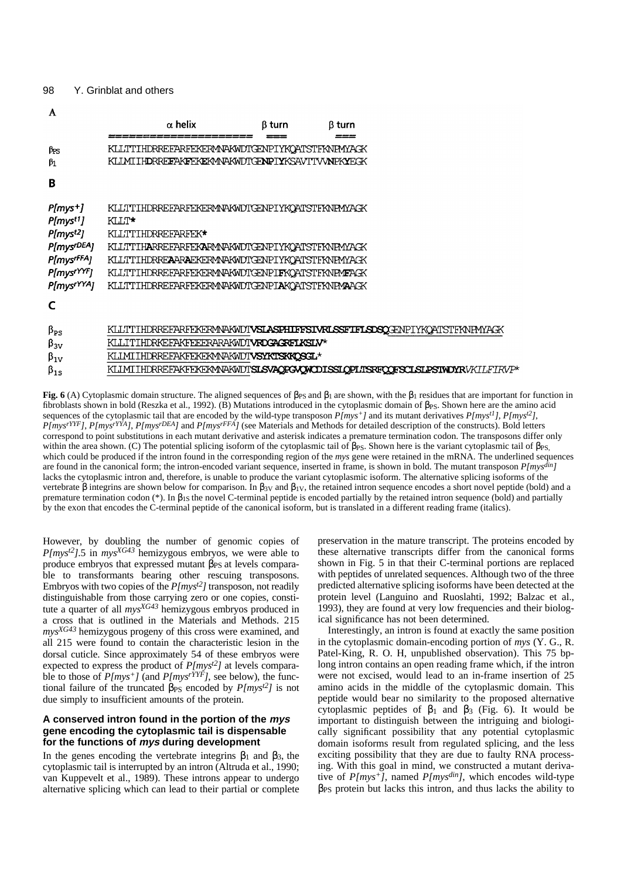**A**

| | α helix | β turn | β turn |
|---|---|---|---|
| $\beta_{PS}$ | KLLTTIHDRREFARFEKERMNAKWDTGENPIYKQATSTFKNPMYAGK | | |
| $\beta_1$ | KLIMIIH**D**RREF**A**KF**E**K**E**KMNAKWDTGE**NP**I**Y**KSAVTTVV**NP**K**Y**EGK | | |

**B**

```
P[mys+]     KLLTTIHDRREFARFEKERMNAKWDTGENPIYKQATSTFKNPMYAGK
P[myst1]    KLLT*
P[myst2]    KLLTTIHDRREFARFEK*
P[mysrDEA]  KLLTTIHARREFARFEKARMNAKWDTGENPIYKQATSTFKNPMYAGK
P[mysrFFA]  KLLTTIHDRREAARAEKERMNAKWDTGENPIYKQATSTFKNPMYAGK
P[mysrYYF]  KLLTTIHDRREFARFEKERMNAKWDTGENPIFKQATSTFKNPMFAGK
P[mysrYYA]  KLLTTIHDRREFARFEKERMNAKWDTGENPIAKQATSTFKNPMAAGK
```

**C**

```
βPS   KLLTTIHDRREFARFEKERMNAKWDTVSLASPHIFFSIVRLSSFIFLSDSQGENPIYKQATSTFKNPMYAGK
β3V   KLLITIHDRKEFAKFEEERARAKWDTVRDGAGRFLKSLV*
β1V   KLIMIIHDRREFAKFEKEKMNAKWDTVSYKTSKKQSGL*
β1S   KLIMIIHDRREFAKFEKEKMNAKWDTSLSVAQPGVQWCDISSLQPLTSRFQQFSCLSLPSTWDYRVKILFIRVP*
```

**Fig. 6** (A) Cytoplasmic domain structure. The aligned sequences of $\beta_{PS}$ and $\beta_1$ are shown, with the $\beta_1$ residues that are important for function in fibroblasts shown in bold (Reszka et al., 1992). (B) Mutations introduced in the cytoplasmic domain of $\beta_{PS}$. Shown here are the amino acid sequences of the cytoplasmic tail that are encoded by the wild-type transposon *P[mys⁺]* and its mutant derivatives *P[mys^t1]*, *P[mys^t2]*, *P[mys^rYYF]*, *P[mys^rYYA]*, *P[mys^rDEA]* and *P[mys^rFFA]* (see Materials and Methods for detailed description of the constructs). Bold letters correspond to point substitutions in each mutant derivative and asterisk indicates a premature termination codon. The transposons differ only within the area shown. (C) The potential splicing isoform of the cytoplasmic tail of $\beta_{PS}$. Shown here is the variant cytoplasmic tail of $\beta_{PS}$, which could be produced if the intron found in the corresponding region of the *mys* gene were retained in the mRNA. The underlined sequences are found in the canonical form; the intron-encoded variant sequence, inserted in frame, is shown in bold. The mutant transposon *P[mys^din]* lacks the cytoplasmic intron and, therefore, is unable to produce the variant cytoplasmic isoform. The alternative splicing isoforms of the vertebrate β integrins are shown below for comparison. In $\beta_{3V}$ and $\beta_{1V}$, the retained intron sequence encodes a short novel peptide (bold) and a premature termination codon (*). In $\beta_{1S}$ the novel C-terminal peptide is encoded partially by the retained intron sequence (bold) and partially by the exon that encodes the C-terminal peptide of the canonical isoform, but is translated in a different reading frame (italics).

However, by doubling the number of genomic copies of *P[mys^t2]*.5 in *mys^XG43* hemizygous embryos, we were able to produce embryos that expressed mutant $\beta_{PS}$ at levels comparable to transformants bearing other rescuing transposons. Embryos with two copies of the *P[mys^t2]* transposon, not readily distinguishable from those carrying zero or one copies, constitute a quarter of all *mys^XG43* hemizygous embryos produced in a cross that is outlined in the Materials and Methods. 215 *mys^XG43* hemizygous progeny of this cross were examined, and all 215 were found to contain the characteristic lesion in the dorsal cuticle. Since approximately 54 of these embryos were expected to express the product of *P[mys^t2]* at levels comparable to those of *P[mys⁺]* (and *P[mys^rYYF]*, see below), the functional failure of the truncated $\beta_{PS}$ encoded by *P[mys^t2]* is not due simply to insufficient amounts of the protein.

### A conserved intron found in the portion of the *mys* gene encoding the cytoplasmic tail is dispensable for the functions of *mys* during development

In the genes encoding the vertebrate integrins $\beta_1$ and $\beta_3$, the cytoplasmic tail is interrupted by an intron (Altruda et al., 1990; van Kuppevelt et al., 1989). These introns appear to undergo alternative splicing which can lead to their partial or complete preservation in the mature transcript. The proteins encoded by these alternative transcripts differ from the canonical forms shown in Fig. 5 in that their C-terminal portions are replaced with peptides of unrelated sequences. Although two of the three predicted alternative splicing isoforms have been detected at the protein level (Languino and Ruoslahti, 1992; Balzac et al., 1993), they are found at very low frequencies and their biological significance has not been determined.

Interestingly, an intron is found at exactly the same position in the cytoplasmic domain-encoding portion of *mys* (Y. G., R. Patel-King, R. O. H, unpublished observation). This 75 bp-long intron contains an open reading frame which, if the intron were not excised, would lead to an in-frame insertion of 25 amino acids in the middle of the cytoplasmic domain. This peptide would bear no similarity to the proposed alternative cytoplasmic peptides of $\beta_1$ and $\beta_3$ (Fig. 6). It would be important to distinguish between the intriguing and biologically significant possibility that any potential cytoplasmic domain isoforms result from regulated splicing, and the less exciting possibility that they are due to faulty RNA processing. With this goal in mind, we constructed a mutant derivative of *P[mys⁺]*, named *P[mys^din]*, which encodes wild-type $\beta_{PS}$ protein but lacks this intron, and thus lacks the ability to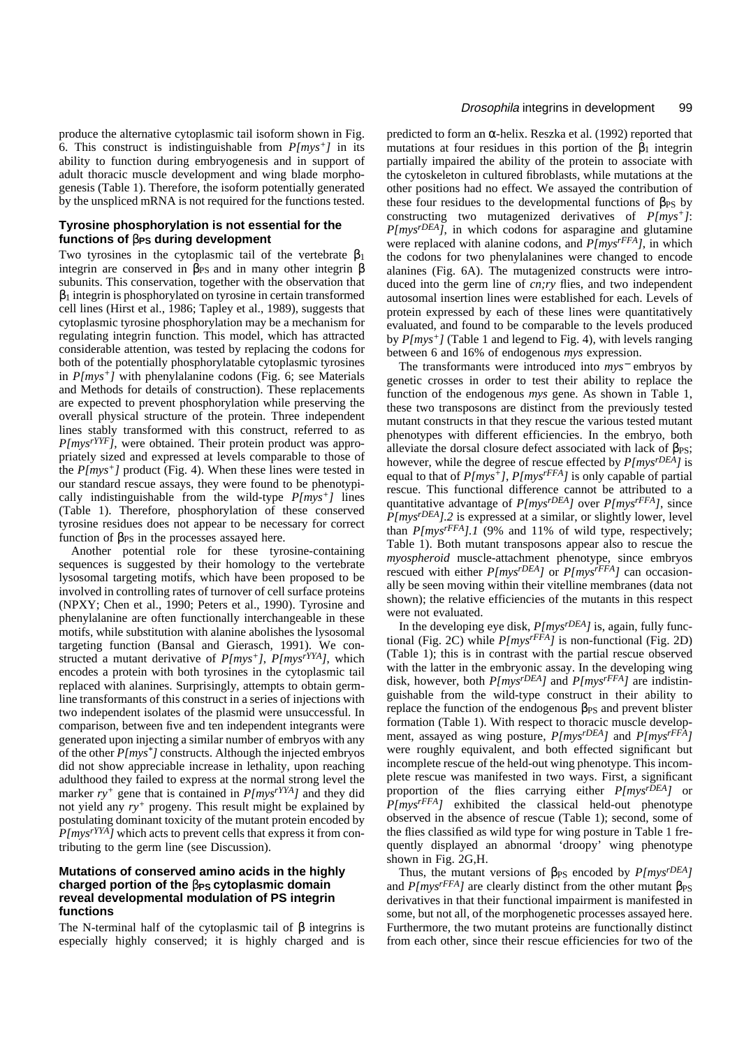produce the alternative cytoplasmic tail isoform shown in Fig. 6. This construct is indistinguishable from *P[mys⁺]* in its ability to function during embryogenesis and in support of adult thoracic muscle development and wing blade morphogenesis (Table 1). Therefore, the isoform potentially generated by the unspliced mRNA is not required for the functions tested.

### Tyrosine phosphorylation is not essential for the functions of $\beta_{PS}$ during development

Two tyrosines in the cytoplasmic tail of the vertebrate $\beta_1$ integrin are conserved in $\beta_{PS}$ and in many other integrin β subunits. This conservation, together with the observation that $\beta_1$ integrin is phosphorylated on tyrosine in certain transformed cell lines (Hirst et al., 1986; Tapley et al., 1989), suggests that cytoplasmic tyrosine phosphorylation may be a mechanism for regulating integrin function. This model, which has attracted considerable attention, was tested by replacing the codons for both of the potentially phosphorylatable cytoplasmic tyrosines in *P[mys⁺]* with phenylalanine codons (Fig. 6; see Materials and Methods for details of construction). These replacements are expected to prevent phosphorylation while preserving the overall physical structure of the protein. Three independent lines stably transformed with this construct, referred to as *P[mys$^{rYYF}$]*, were obtained. Their protein product was appropriately sized and expressed at levels comparable to those of the *P[mys⁺]* product (Fig. 4). When these lines were tested in our standard rescue assays, they were found to be phenotypically indistinguishable from the wild-type *P[mys⁺]* lines (Table 1). Therefore, phosphorylation of these conserved tyrosine residues does not appear to be necessary for correct function of $\beta_{PS}$ in the processes assayed here.

Another potential role for these tyrosine-containing sequences is suggested by their homology to the vertebrate lysosomal targeting motifs, which have been proposed to be involved in controlling rates of turnover of cell surface proteins (NPXY; Chen et al., 1990; Peters et al., 1990). Tyrosine and phenylalanine are often functionally interchangeable in these motifs, while substitution with alanine abolishes the lysosomal targeting function (Bansal and Gierasch, 1991). We constructed a mutant derivative of *P[mys⁺]*, *P[mys$^{rYYA}$]*, which encodes a protein with both tyrosines in the cytoplasmic tail replaced with alanines. Surprisingly, attempts to obtain germline transformants of this construct in a series of injections with two independent isolates of the plasmid were unsuccessful. In comparison, between five and ten independent integrants were generated upon injecting a similar number of embryos with any of the other *P[mys*]* constructs. Although the injected embryos did not show appreciable increase in lethality, upon reaching adulthood they failed to express at the normal strong level the marker *ry⁺* gene that is contained in *P[mys$^{rYYA}$]* and they did not yield any *ry⁺* progeny. This result might be explained by postulating dominant toxicity of the mutant protein encoded by *P[mys$^{rYYA}$]* which acts to prevent cells that express it from contributing to the germ line (see Discussion).

### Mutations of conserved amino acids in the highly charged portion of the $\beta_{PS}$ cytoplasmic domain reveal developmental modulation of PS integrin functions

The N-terminal half of the cytoplasmic tail of β integrins is especially highly conserved; it is highly charged and is predicted to form an α-helix. Reszka et al. (1992) reported that mutations at four residues in this portion of the $\beta_1$ integrin partially impaired the ability of the protein to associate with the cytoskeleton in cultured fibroblasts, while mutations at the other positions had no effect. We assayed the contribution of these four residues to the developmental functions of $\beta_{PS}$ by constructing two mutagenized derivatives of *P[mys⁺]*: *P[mys$^{rDEA}$]*, in which codons for asparagine and glutamine were replaced with alanine codons, and *P[mys$^{rFFA}$]*, in which the codons for two phenylalanines were changed to encode alanines (Fig. 6A). The mutagenized constructs were introduced into the germ line of *cn;ry* flies, and two independent autosomal insertion lines were established for each. Levels of protein expressed by each of these lines were quantitatively evaluated, and found to be comparable to the levels produced by *P[mys⁺]* (Table 1 and legend to Fig. 4), with levels ranging between 6 and 16% of endogenous *mys* expression.

The transformants were introduced into *mys⁻* embryos by genetic crosses in order to test their ability to replace the function of the endogenous *mys* gene. As shown in Table 1, these two transposons are distinct from the previously tested mutant constructs in that they rescue the various tested mutant phenotypes with different efficiencies. In the embryo, both alleviate the dorsal closure defect associated with lack of $\beta_{PS}$; however, while the degree of rescue effected by *P[mys$^{rDEA}$]* is equal to that of *P[mys⁺]*, *P[mys$^{rFFA}$]* is only capable of partial rescue. This functional difference cannot be attributed to a quantitative advantage of *P[mys$^{rDEA}$]* over *P[mys$^{rFFA}$]*, since *P[mys$^{rDEA}$].2* is expressed at a similar, or slightly lower, level than *P[mys$^{rFFA}$].1* (9% and 11% of wild type, respectively; Table 1). Both mutant transposons appear also to rescue the *myospheroid* muscle-attachment phenotype, since embryos rescued with either *P[mys$^{rDEA}$]* or *P[mys$^{rFFA}$]* can occasionally be seen moving within their vitelline membranes (data not shown); the relative efficiencies of the mutants in this respect were not evaluated.

In the developing eye disk, *P[mys$^{rDEA}$]* is, again, fully functional (Fig. 2C) while *P[mys$^{rFFA}$]* is non-functional (Fig. 2D) (Table 1); this is in contrast with the partial rescue observed with the latter in the embryonic assay. In the developing wing disk, however, both *P[mys$^{rDEA}$]* and *P[mys$^{rFFA}$]* are indistinguishable from the wild-type construct in their ability to replace the function of the endogenous $\beta_{PS}$ and prevent blister formation (Table 1). With respect to thoracic muscle development, assayed as wing posture, *P[mys$^{rDEA}$]* and *P[mys$^{rFFA}$]* were roughly equivalent, and both effected significant but incomplete rescue of the held-out wing phenotype. This incomplete rescue was manifested in two ways. First, a significant proportion of the flies carrying either *P[mys$^{rDEA}$]* or *P[mys$^{rFFA}$]* exhibited the classical held-out phenotype observed in the absence of rescue (Table 1); second, some of the flies classified as wild type for wing posture in Table 1 frequently displayed an abnormal 'droopy' wing phenotype shown in Fig. 2G,H.

Thus, the mutant versions of $\beta_{PS}$ encoded by *P[mys$^{rDEA}$]* and *P[mys$^{rFFA}$]* are clearly distinct from the other mutant $\beta_{PS}$ derivatives in that their functional impairment is manifested in some, but not all, of the morphogenetic processes assayed here. Furthermore, the two mutant proteins are functionally distinct from each other, since their rescue efficiencies for two of the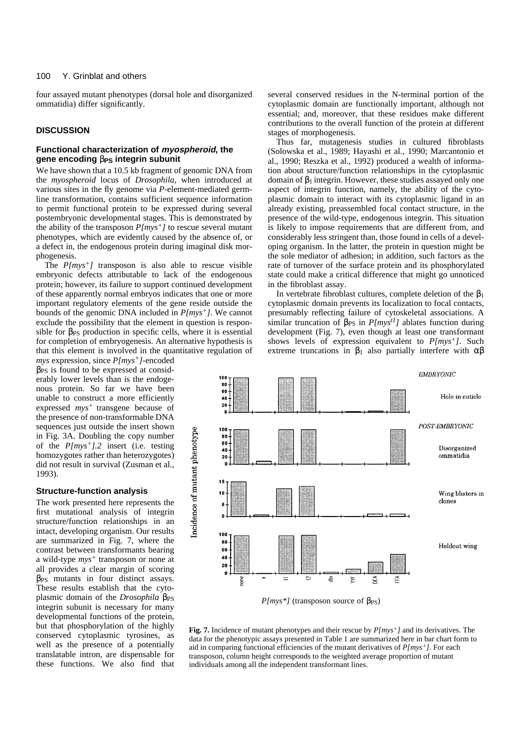four assayed mutant phenotypes (dorsal hole and disorganized ommatidia) differ significantly.

## DISCUSSION

### Functional characterization of *myospheroid*, the gene encoding $\beta_{PS}$ integrin subunit

We have shown that a 10.5 kb fragment of genomic DNA from the *myospheroid* locus of *Drosophila*, when introduced at various sites in the fly genome via *P*-element-mediated germline transformation, contains sufficient sequence information to permit functional protein to be expressed during several postembryonic developmental stages. This is demonstrated by the ability of the transposon *P[mys$^+$]* to rescue several mutant phenotypes, which are evidently caused by the absence of, or a defect in, the endogenous protein during imaginal disk morphogenesis.

The *P[mys$^+$]* transposon is also able to rescue visible embryonic defects attributable to lack of the endogenous protein; however, its failure to support continued development of these apparently normal embryos indicates that one or more important regulatory elements of the gene reside outside the bounds of the genomic DNA included in *P[mys$^+$]*. We cannot exclude the possibility that the element in question is responsible for $\beta_{PS}$ production in specific cells, where it is essential for completion of embryogenesis. An alternative hypothesis is that this element is involved in the quantitative regulation of *mys* expression, since *P[mys$^+$]*-encoded $\beta_{PS}$ is found to be expressed at considerably lower levels than is the endogenous protein. So far we have been unable to construct a more efficiently expressed *mys$^+$* transgene because of the presence of non-transformable DNA sequences just outside the insert shown in Fig. 3A. Doubling the copy number of the *P[mys$^+$].2* insert (i.e. testing homozygotes rather than heterozygotes) did not result in survival (Zusman et al., 1993).

### Structure-function analysis

The work presented here represents the first mutational analysis of integrin structure/function relationships in an intact, developing organism. Our results are summarized in Fig. 7, where the contrast between transformants bearing a wild-type *mys$^+$* transposon or none at all provides a clear margin of scoring $\beta_{PS}$ mutants in four distinct assays. These results establish that the cytoplasmic domain of the *Drosophila* $\beta_{PS}$ integrin subunit is necessary for many developmental functions of the protein, but that phosphorylation of the highly conserved cytoplasmic tyrosines, as well as the presence of a potentially translatable intron, are dispensable for these functions. We also find that several conserved residues in the N-terminal portion of the cytoplasmic domain are functionally important, although not essential; and, moreover, that these residues make different contributions to the overall function of the protein at different stages of morphogenesis.

Thus far, mutagenesis studies in cultured fibroblasts (Solowska et al., 1989; Hayashi et al., 1990; Marcantonio et al., 1990; Reszka et al., 1992) produced a wealth of information about structure/function relationships in the cytoplasmic domain of $\beta_1$ integrin. However, these studies assayed only one aspect of integrin function, namely, the ability of the cytoplasmic domain to interact with its cytoplasmic ligand in an already existing, preassembled focal contact structure, in the presence of the wild-type, endogenous integrin. This situation is likely to impose requirements that are different from, and considerably less stringent than, those found in cells of a developing organism. In the latter, the protein in question might be the sole mediator of adhesion; in addition, such factors as the rate of turnover of the surface protein and its phosphorylated state could make a critical difference that might go unnoticed in the fibroblast assay.

In vertebrate fibroblast cultures, complete deletion of the $\beta_1$ cytoplasmic domain prevents its localization to focal contacts, presumably reflecting failure of cytoskeletal associations. A similar truncation of $\beta_{PS}$ in *P[mys$^{t1}$]* ablates function during development (Fig. 7), even though at least one transformant shows levels of expression equivalent to *P[mys$^+$]*. Such extreme truncations in $\beta_1$ also partially interfere with $\alpha\beta$

**Fig. 7.** Incidence of mutant phenotypes and their rescue by *P[mys$^+$]* and its derivatives. The data for the phenotypic assays presented in Table 1 are summarized here in bar chart form to aid in comparing functional efficiencies of the mutant derivatives of *P[mys$^+$]*. For each transposon, column height corresponds to the weighted average proportion of mutant individuals among all the independent transformant lines.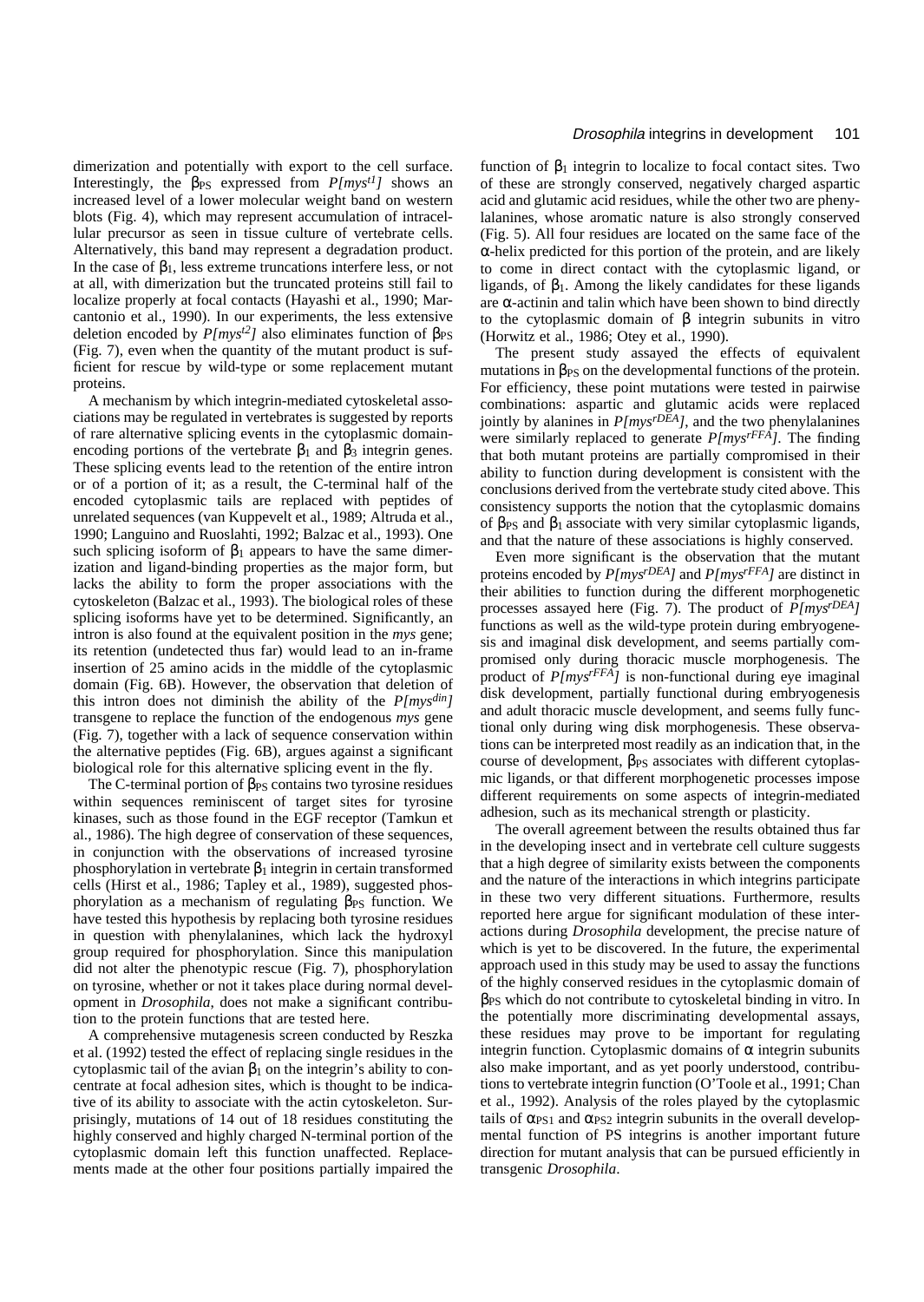dimerization and potentially with export to the cell surface. Interestingly, the $\beta_{PS}$ expressed from *P[mys$^{t1}$]* shows an increased level of a lower molecular weight band on western blots (Fig. 4), which may represent accumulation of intracellular precursor as seen in tissue culture of vertebrate cells. Alternatively, this band may represent a degradation product. In the case of $\beta_1$, less extreme truncations interfere less, or not at all, with dimerization but the truncated proteins still fail to localize properly at focal contacts (Hayashi et al., 1990; Marcantonio et al., 1990). In our experiments, the less extensive deletion encoded by *P[mys$^{t2}$]* also eliminates function of $\beta_{PS}$ (Fig. 7), even when the quantity of the mutant product is sufficient for rescue by wild-type or some replacement mutant proteins.

A mechanism by which integrin-mediated cytoskeletal associations may be regulated in vertebrates is suggested by reports of rare alternative splicing events in the cytoplasmic domain-encoding portions of the vertebrate $\beta_1$ and $\beta_3$ integrin genes. These splicing events lead to the retention of the entire intron or of a portion of it; as a result, the C-terminal half of the encoded cytoplasmic tails are replaced with peptides of unrelated sequences (van Kuppevelt et al., 1989; Altruda et al., 1990; Languino and Ruoslahti, 1992; Balzac et al., 1993). One such splicing isoform of $\beta_1$ appears to have the same dimerization and ligand-binding properties as the major form, but lacks the ability to form the proper associations with the cytoskeleton (Balzac et al., 1993). The biological roles of these splicing isoforms have yet to be determined. Significantly, an intron is also found at the equivalent position in the *mys* gene; its retention (undetected thus far) would lead to an in-frame insertion of 25 amino acids in the middle of the cytoplasmic domain (Fig. 6B). However, the observation that deletion of this intron does not diminish the ability of the *P[mys$^{din}$]* transgene to replace the function of the endogenous *mys* gene (Fig. 7), together with a lack of sequence conservation within the alternative peptides (Fig. 6B), argues against a significant biological role for this alternative splicing event in the fly.

The C-terminal portion of $\beta_{PS}$ contains two tyrosine residues within sequences reminiscent of target sites for tyrosine kinases, such as those found in the EGF receptor (Tamkun et al., 1986). The high degree of conservation of these sequences, in conjunction with the observations of increased tyrosine phosphorylation in vertebrate $\beta_1$ integrin in certain transformed cells (Hirst et al., 1986; Tapley et al., 1989), suggested phosphorylation as a mechanism of regulating $\beta_{PS}$ function. We have tested this hypothesis by replacing both tyrosine residues in question with phenylalanines, which lack the hydroxyl group required for phosphorylation. Since this manipulation did not alter the phenotypic rescue (Fig. 7), phosphorylation on tyrosine, whether or not it takes place during normal development in *Drosophila*, does not make a significant contribution to the protein functions that are tested here.

A comprehensive mutagenesis screen conducted by Reszka et al. (1992) tested the effect of replacing single residues in the cytoplasmic tail of the avian $\beta_1$ on the integrin's ability to concentrate at focal adhesion sites, which is thought to be indicative of its ability to associate with the actin cytoskeleton. Surprisingly, mutations of 14 out of 18 residues constituting the highly conserved and highly charged N-terminal portion of the cytoplasmic domain left this function unaffected. Replacements made at the other four positions partially impaired the function of $\beta_1$ integrin to localize to focal contact sites. Two of these are strongly conserved, negatively charged aspartic acid and glutamic acid residues, while the other two are phenylalanines, whose aromatic nature is also strongly conserved (Fig. 5). All four residues are located on the same face of the α-helix predicted for this portion of the protein, and are likely to come in direct contact with the cytoplasmic ligand, or ligands, of $\beta_1$. Among the likely candidates for these ligands are α-actinin and talin which have been shown to bind directly to the cytoplasmic domain of β integrin subunits in vitro (Horwitz et al., 1986; Otey et al., 1990).

The present study assayed the effects of equivalent mutations in $\beta_{PS}$ on the developmental functions of the protein. For efficiency, these point mutations were tested in pairwise combinations: aspartic and glutamic acids were replaced jointly by alanines in *P[mys$^{rDEA}$]*, and the two phenylalanines were similarly replaced to generate *P[mys$^{rFFA}$]*. The finding that both mutant proteins are partially compromised in their ability to function during development is consistent with the conclusions derived from the vertebrate study cited above. This consistency supports the notion that the cytoplasmic domains of $\beta_{PS}$ and $\beta_1$ associate with very similar cytoplasmic ligands, and that the nature of these associations is highly conserved.

Even more significant is the observation that the mutant proteins encoded by *P[mys$^{rDEA}$]* and *P[mys$^{rFFA}$]* are distinct in their abilities to function during the different morphogenetic processes assayed here (Fig. 7). The product of *P[mys$^{rDEA}$]* functions as well as the wild-type protein during embryogenesis and imaginal disk development, and seems partially compromised only during thoracic muscle morphogenesis. The product of *P[mys$^{rFFA}$]* is non-functional during eye imaginal disk development, partially functional during embryogenesis and adult thoracic muscle development, and seems fully functional only during wing disk morphogenesis. These observations can be interpreted most readily as an indication that, in the course of development, $\beta_{PS}$ associates with different cytoplasmic ligands, or that different morphogenetic processes impose different requirements on some aspects of integrin-mediated adhesion, such as its mechanical strength or plasticity.

The overall agreement between the results obtained thus far in the developing insect and in vertebrate cell culture suggests that a high degree of similarity exists between the components and the nature of the interactions in which integrins participate in these two very different situations. Furthermore, results reported here argue for significant modulation of these interactions during *Drosophila* development, the precise nature of which is yet to be discovered. In the future, the experimental approach used in this study may be used to assay the functions of the highly conserved residues in the cytoplasmic domain of $\beta_{PS}$ which do not contribute to cytoskeletal binding in vitro. In the potentially more discriminating developmental assays, these residues may prove to be important for regulating integrin function. Cytoplasmic domains of α integrin subunits also make important, and as yet poorly understood, contributions to vertebrate integrin function (O'Toole et al., 1991; Chan et al., 1992). Analysis of the roles played by the cytoplasmic tails of $\alpha_{PS1}$ and $\alpha_{PS2}$ integrin subunits in the overall developmental function of PS integrins is another important future direction for mutant analysis that can be pursued efficiently in transgenic *Drosophila*.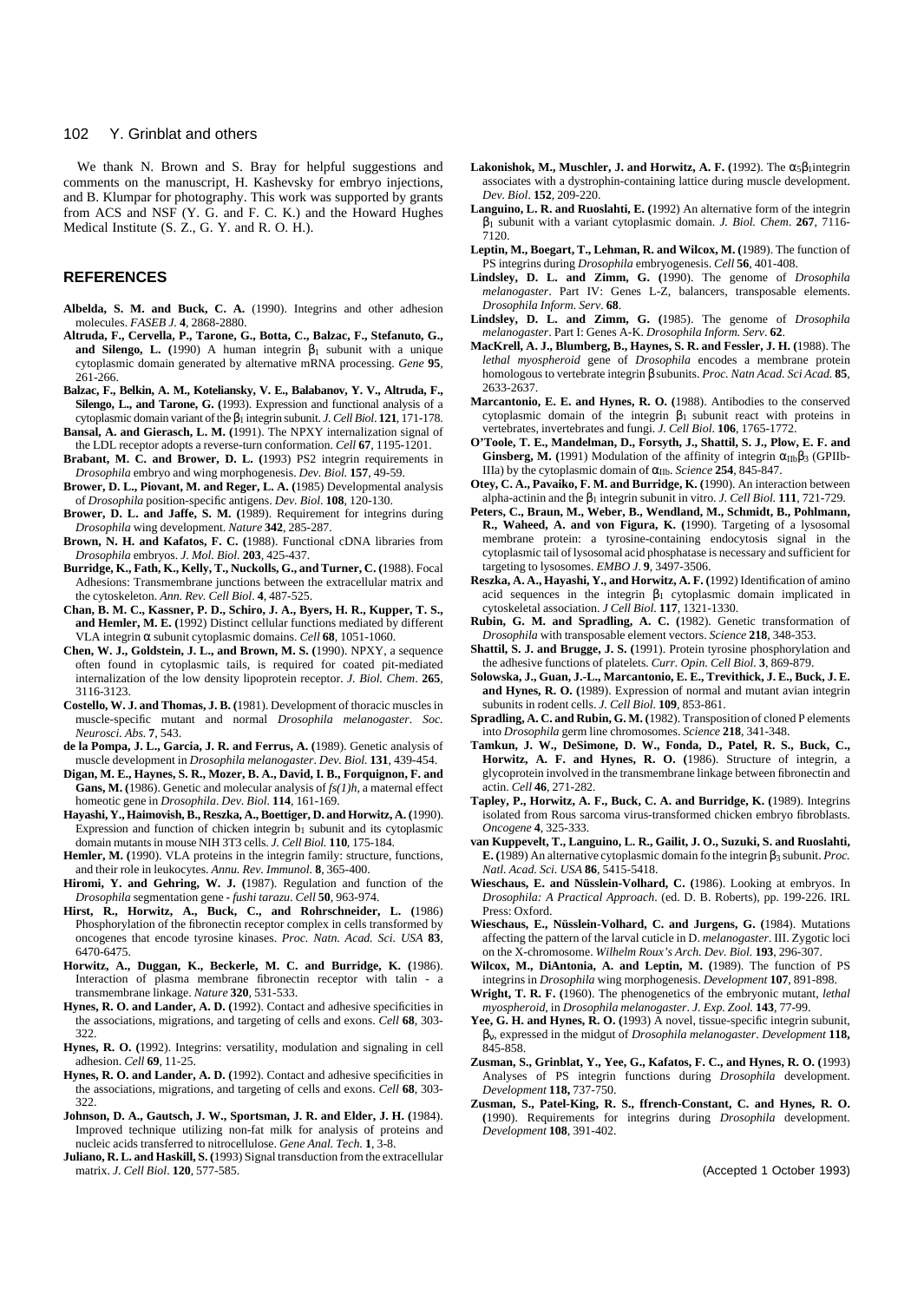We thank N. Brown and S. Bray for helpful suggestions and comments on the manuscript, H. Kashevsky for embryo injections, and B. Klumpar for photography. This work was supported by grants from ACS and NSF (Y. G. and F. C. K.) and the Howard Hughes Medical Institute (S. Z., G. Y. and R. O. H.).

## REFERENCES

**Albelda, S. M. and Buck, C. A.** (1990). Integrins and other adhesion molecules. *FASEB J.* **4**, 2868-2880.

**Altruda, F., Cervella, P., Tarone, G., Botta, C., Balzac, F., Stefanuto, G., and Silengo, L. (**1990) A human integrin $\beta_1$ subunit with a unique cytoplasmic domain generated by alternative mRNA processing. *Gene* **95**, 261-266.

**Balzac, F., Belkin, A. M., Koteliansky, V. E., Balabanov, Y. V., Altruda, F., Silengo, L., and Tarone, G. (**1993). Expression and functional analysis of a cytoplasmic domain variant of the $\beta_1$ integrin subunit. *J. Cell Biol*. **121**, 171-178.

**Bansal, A. and Gierasch, L. M. (**1991). The NPXY internalization signal of the LDL receptor adopts a reverse-turn conformation. *Cell* **67**, 1195-1201.

**Brabant, M. C. and Brower, D. L. (**1993) PS2 integrin requirements in *Drosophila* embryo and wing morphogenesis. *Dev. Biol.* **157**, 49-59.

**Brower, D. L., Piovant, M. and Reger, L. A. (**1985) Developmental analysis of *Drosophila* position-specific antigens. *Dev. Biol*. **108**, 120-130.

**Brower, D. L. and Jaffe, S. M. (**1989). Requirement for integrins during *Drosophila* wing development. *Nature* **342**, 285-287.

**Brown, N. H. and Kafatos, F. C. (**1988). Functional cDNA libraries from *Drosophila* embryos. *J. Mol. Biol*. **203**, 425-437.

**Burridge, K., Fath, K., Kelly, T., Nuckolls, G., and Turner, C. (**1988). Focal Adhesions: Transmembrane junctions between the extracellular matrix and the cytoskeleton. *Ann. Rev. Cell Biol*. **4**, 487-525.

**Chan, B. M. C., Kassner, P. D., Schiro, J. A., Byers, H. R., Kupper, T. S., and Hemler, M. E. (**1992) Distinct cellular functions mediated by different VLA integrin α subunit cytoplasmic domains. *Cell* **68**, 1051-1060.

**Chen, W. J., Goldstein, J. L., and Brown, M. S. (**1990). NPXY, a sequence often found in cytoplasmic tails, is required for coated pit-mediated internalization of the low density lipoprotein receptor. *J. Biol. Chem*. **265**, 3116-3123.

**Costello, W. J. and Thomas, J. B. (**1981). Development of thoracic muscles in muscle-specific mutant and normal *Drosophila melanogaster*. *Soc. Neurosci. Abs.* **7**, 543.

**de la Pompa, J. L., Garcia, J. R. and Ferrus, A. (**1989). Genetic analysis of muscle development in *Drosophila melanogaster*. *Dev. Biol*. **131**, 439-454.

**Digan, M. E., Haynes, S. R., Mozer, B. A., David, I. B., Forquignon, F. and Gans, M. (**1986). Genetic and molecular analysis of *fs(1)h*, a maternal effect homeotic gene in *Drosophila*. *Dev. Biol*. **114**, 161-169.

**Hayashi, Y., Haimovish, B., Reszka, A., Boettiger, D. and Horwitz, A. (**1990). Expression and function of chicken integrin $b_1$ subunit and its cytoplasmic domain mutants in mouse NIH 3T3 cells. *J. Cell Biol.* **110**, 175-184.

**Hemler, M. (**1990). VLA proteins in the integrin family: structure, functions, and their role in leukocytes. *Annu. Rev. Immunol*. **8**, 365-400.

**Hiromi, Y. and Gehring, W. J. (**1987). Regulation and function of the *Drosophila* segmentation gene - *fushi tarazu*. *Cell* **50**, 963-974.

**Hirst, R., Horwitz, A., Buck, C., and Rohrschneider, L. (**1986) Phosphorylation of the fibronectin receptor complex in cells transformed by oncogenes that encode tyrosine kinases. *Proc. Natn. Acad. Sci. USA* **83**, 6470-6475.

**Horwitz, A., Duggan, K., Beckerle, M. C. and Burridge, K. (**1986). Interaction of plasma membrane fibronectin receptor with talin - a transmembrane linkage. *Nature* **320**, 531-533.

**Hynes, R. O. and Lander, A. D. (**1992). Contact and adhesive specificities in the associations, migrations, and targeting of cells and exons. *Cell* **68**, 303-322.

**Hynes, R. O. (**1992). Integrins: versatility, modulation and signaling in cell adhesion. *Cell* **69**, 11-25.

**Hynes, R. O. and Lander, A. D. (**1992). Contact and adhesive specificities in the associations, migrations, and targeting of cells and exons. *Cell* **68**, 303-322.

**Johnson, D. A., Gautsch, J. W., Sportsman, J. R. and Elder, J. H. (**1984). Improved technique utilizing non-fat milk for analysis of proteins and nucleic acids transferred to nitrocellulose. *Gene Anal. Tech.* **1**, 3-8.

**Juliano, R. L. and Haskill, S. (**1993) Signal transduction from the extracellular matrix. *J. Cell Biol*. **120**, 577-585.

**Lakonishok, M., Muschler, J. and Horwitz, A. F. (**1992). The $\alpha_5\beta_1$integrin associates with a dystrophin-containing lattice during muscle development. *Dev. Biol*. **152**, 209-220.

**Languino, L. R. and Ruoslahti, E. (**1992) An alternative form of the integrin $\beta_1$ subunit with a variant cytoplasmic domain. *J. Biol. Chem*. **267**, 7116-7120.

**Leptin, M., Boegart, T., Lehman, R. and Wilcox, M. (**1989). The function of PS integrins during *Drosophila* embryogenesis. *Cell* **56**, 401-408.

**Lindsley, D. L. and Zimm, G. (**1990). The genome of *Drosophila melanogaster*. Part IV: Genes L-Z, balancers, transposable elements. *Drosophila Inform. Serv*. **68**.

**Lindsley, D. L. and Zimm, G. (**1985). The genome of *Drosophila melanogaster*. Part I: Genes A-K. *Drosophila Inform. Serv*. **62**.

**MacKrell, A. J., Blumberg, B., Haynes, S. R. and Fessler, J. H. (**1988). The *lethal myospheroid* gene of *Drosophila* encodes a membrane protein homologous to vertebrate integrin β subunits. *Proc. Natn Acad. Sci Acad.* **85**, 2633-2637.

**Marcantonio, E. E. and Hynes, R. O. (**1988). Antibodies to the conserved cytoplasmic domain of the integrin $\beta_1$ subunit react with proteins in vertebrates, invertebrates and fungi. *J. Cell Biol*. **106**, 1765-1772.

**O'Toole, T. E., Mandelman, D., Forsyth, J., Shattil, S. J., Plow, E. F. and Ginsberg, M. (**1991) Modulation of the affinity of integrin $\alpha_{IIb}\beta_3$ (GPIIb-IIIa) by the cytoplasmic domain of $\alpha_{IIb}$. *Science* **254**, 845-847.

**Otey, C. A., Pavaiko, F. M. and Burridge, K. (**1990). An interaction between alpha-actinin and the $\beta_1$ integrin subunit in vitro. *J. Cell Biol.* **111**, 721-729.

**Peters, C., Braun, M., Weber, B., Wendland, M., Schmidt, B., Pohlmann, R., Waheed, A. and von Figura, K. (**1990). Targeting of a lysosomal membrane protein: a tyrosine-containing endocytosis signal in the cytoplasmic tail of lysosomal acid phosphatase is necessary and sufficient for targeting to lysosomes. *EMBO J*. **9**, 3497-3506.

**Reszka, A. A., Hayashi, Y., and Horwitz, A. F. (**1992) Identification of amino acid sequences in the integrin $\beta_1$ cytoplasmic domain implicated in cytoskeletal association. *J Cell Biol*. **117**, 1321-1330.

**Rubin, G. M. and Spradling, A. C. (**1982). Genetic transformation of *Drosophila* with transposable element vectors. *Science* **218**, 348-353.

**Shattil, S. J. and Brugge, J. S. (**1991). Protein tyrosine phosphorylation and the adhesive functions of platelets. *Curr. Opin. Cell Biol*. **3**, 869-879.

**Solowska, J., Guan, J.-L., Marcantonio, E. E., Trevithick, J. E., Buck, J. E. and Hynes, R. O. (**1989). Expression of normal and mutant avian integrin subunits in rodent cells. *J. Cell Biol*. **109**, 853-861.

**Spradling, A. C. and Rubin, G. M. (**1982). Transposition of cloned P elements into *Drosophila* germ line chromosomes. *Science* **218**, 341-348.

**Tamkun, J. W., DeSimone, D. W., Fonda, D., Patel, R. S., Buck, C., Horwitz, A. F. and Hynes, R. O. (**1986). Structure of integrin, a glycoprotein involved in the transmembrane linkage between fibronectin and actin. *Cell* **46**, 271-282.

**Tapley, P., Horwitz, A. F., Buck, C. A. and Burridge, K. (**1989). Integrins isolated from Rous sarcoma virus-transformed chicken embryo fibroblasts. *Oncogene* **4**, 325-333.

**van Kuppevelt, T., Languino, L. R., Gailit, J. O., Suzuki, S. and Ruoslahti, E. (**1989) An alternative cytoplasmic domain fo the integrin $\beta_3$ subunit. *Proc. Natl. Acad. Sci. USA* **86**, 5415-5418.

**Wieschaus, E. and Nüsslein-Volhard, C. (**1986). Looking at embryos. In *Drosophila: A Practical Approach*. (ed. D. B. Roberts), pp. 199-226. IRL Press: Oxford.

**Wieschaus, E., Nüsslein-Volhard, C. and Jurgens, G. (**1984). Mutations affecting the pattern of the larval cuticle in D. *melanogaster*. III. Zygotic loci on the X-chromosome. *Wilhelm Roux's Arch. Dev. Biol*. **193**, 296-307.

**Wilcox, M., DiAntonia, A. and Leptin, M. (**1989). The function of PS integrins in *Drosophila* wing morphogenesis. *Development* **107**, 891-898.

**Wright, T. R. F. (**1960). The phenogenetics of the embryonic mutant, *lethal myospheroid*, in *Drosophila melanogaster*. *J. Exp. Zool.* **143**, 77-99.

**Yee, G. H. and Hynes, R. O. (**1993) A novel, tissue-specific integrin subunit, $\beta_\nu$, expressed in the midgut of *Drosophila melanogaster*. *Development* **118,** 845-858.

**Zusman, S., Grinblat, Y., Yee, G., Kafatos, F. C., and Hynes, R. O. (**1993) Analyses of PS integrin functions during *Drosophila* development. *Development* **118,** 737-750.

**Zusman, S., Patel-King, R. S., ffrench-Constant, C. and Hynes, R. O. (**1990). Requirements for integrins during *Drosophila* development. *Development* **108**, 391-402.

(Accepted 1 October 1993)